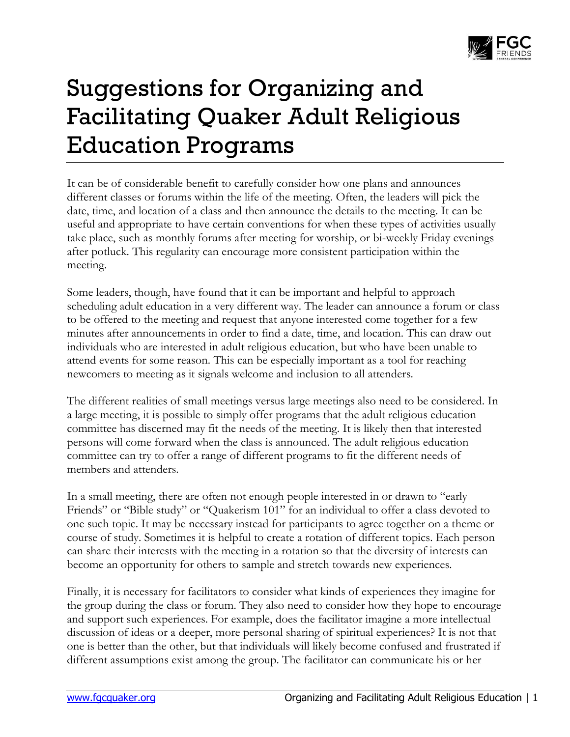# Suggestions for Organizing and Facilitating Quaker Adult Religious Education Programs

It can be of considerable benefit to carefully consider how one plans and announces different classes or forums within the life of the meeting. Often, the leaders will pick the date, time, and location of a class and then announce the details to the meeting. It can be useful and appropriate to have certain conventions for when these types of activities usually take place, such as monthly forums after meeting for worship, or bi-weekly Friday evenings after potluck. This regularity can encourage more consistent participation within the meeting.

Some leaders, though, have found that it can be important and helpful to approach scheduling adult education in a very different way. The leader can announce a forum or class to be offered to the meeting and request that anyone interested come together for a few minutes after announcements in order to find a date, time, and location. This can draw out individuals who are interested in adult religious education, but who have been unable to attend events for some reason. This can be especially important as a tool for reaching newcomers to meeting as it signals welcome and inclusion to all attenders.

The different realities of small meetings versus large meetings also need to be considered. In a large meeting, it is possible to simply offer programs that the adult religious education committee has discerned may fit the needs of the meeting. It is likely then that interested persons will come forward when the class is announced. The adult religious education committee can try to offer a range of different programs to fit the different needs of members and attenders.

In a small meeting, there are often not enough people interested in or drawn to "early Friends" or "Bible study" or "Quakerism 101" for an individual to offer a class devoted to one such topic. It may be necessary instead for participants to agree together on a theme or course of study. Sometimes it is helpful to create a rotation of different topics. Each person can share their interests with the meeting in a rotation so that the diversity of interests can become an opportunity for others to sample and stretch towards new experiences.

Finally, it is necessary for facilitators to consider what kinds of experiences they imagine for the group during the class or forum. They also need to consider how they hope to encourage and support such experiences. For example, does the facilitator imagine a more intellectual discussion of ideas or a deeper, more personal sharing of spiritual experiences? It is not that one is better than the other, but that individuals will likely become confused and frustrated if different assumptions exist among the group. The facilitator can communicate his or her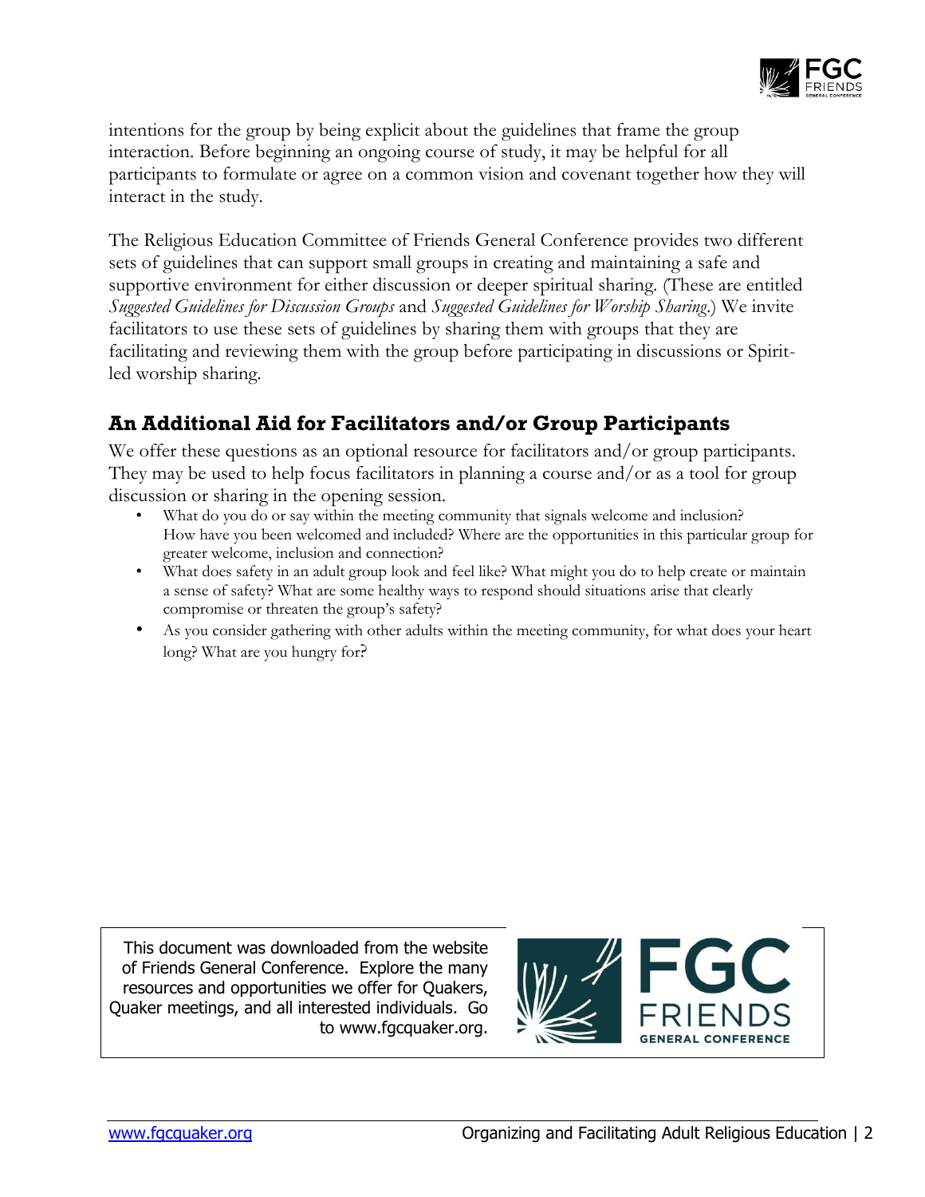intentions for the group by being explicit about the guidelines that frame the group interaction. Before beginning an ongoing course of study, it may be helpful for all participants to formulate or agree on a common vision and covenant together how they will interact in the study.

The Religious Education Committee of Friends General Conference provides two different sets of guidelines that can support small groups in creating and maintaining a safe and supportive environment for either discussion or deeper spiritual sharing. (These are entitled *Suggested Guidelines for Discussion Groups* and *Suggested Guidelines for Worship Sharing*.) We invite facilitators to use these sets of guidelines by sharing them with groups that they are facilitating and reviewing them with the group before participating in discussions or Spirit-led worship sharing.

## An Additional Aid for Facilitators and/or Group Participants

We offer these questions as an optional resource for facilitators and/or group participants. They may be used to help focus facilitators in planning a course and/or as a tool for group discussion or sharing in the opening session.

- What do you do or say within the meeting community that signals welcome and inclusion? How have you been welcomed and included? Where are the opportunities in this particular group for greater welcome, inclusion and connection?
- What does safety in an adult group look and feel like? What might you do to help create or maintain a sense of safety? What are some healthy ways to respond should situations arise that clearly compromise or threaten the group's safety?
- As you consider gathering with other adults within the meeting community, for what does your heart long? What are you hungry for?

This document was downloaded from the website of Friends General Conference. Explore the many resources and opportunities we offer for Quakers, Quaker meetings, and all interested individuals. Go to www.fgcquaker.org.